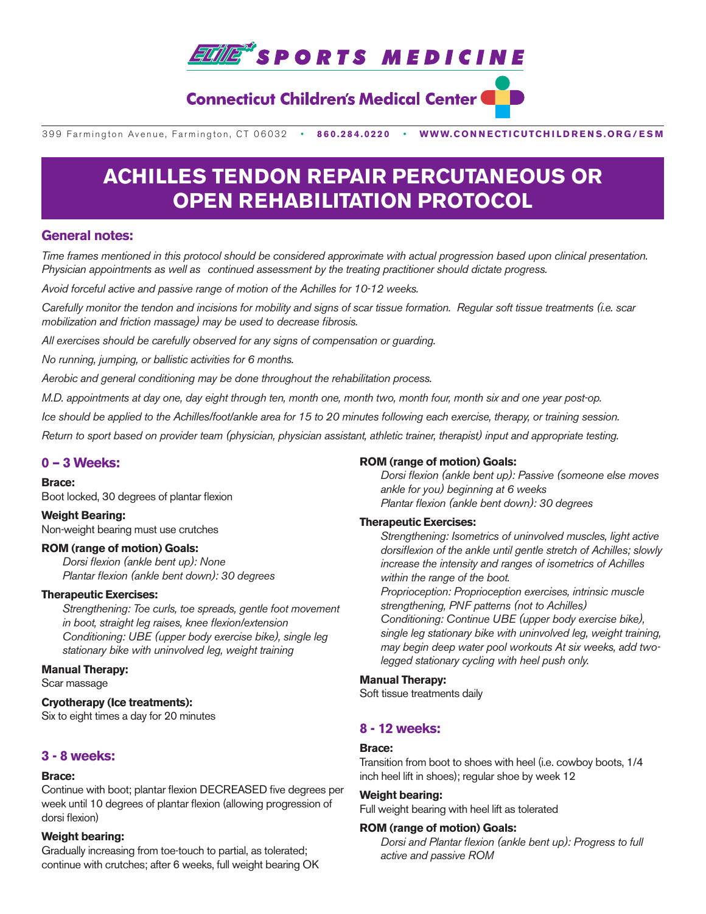# ELITE SPORTS MEDICINE

## Connecticut Children's Medical Center

399 Farmington Avenue, Farmington, CT 06032 • **860.284.0220** • **WWW.CONNECTICUTCHILDRENS.ORG/ESM**

# ACHILLES TENDON REPAIR PERCUTANEOUS OR OPEN REHABILITATION PROTOCOL

## General notes:

*Time frames mentioned in this protocol should be considered approximate with actual progression based upon clinical presentation. Physician appointments as well as continued assessment by the treating practitioner should dictate progress.*

*Avoid forceful active and passive range of motion of the Achilles for 10-12 weeks.*

*Carefully monitor the tendon and incisions for mobility and signs of scar tissue formation. Regular soft tissue treatments (i.e. scar mobilization and friction massage) may be used to decrease fibrosis.*

*All exercises should be carefully observed for any signs of compensation or guarding.*

*No running, jumping, or ballistic activities for 6 months.*

*Aerobic and general conditioning may be done throughout the rehabilitation process.*

*M.D. appointments at day one, day eight through ten, month one, month two, month four, month six and one year post-op.*

*Ice should be applied to the Achilles/foot/ankle area for 15 to 20 minutes following each exercise, therapy, or training session.*

*Return to sport based on provider team (physician, physician assistant, athletic trainer, therapist) input and appropriate testing.*

## 0 – 3 Weeks:

**Brace:**
Boot locked, 30 degrees of plantar flexion

**Weight Bearing:**
Non-weight bearing must use crutches

**ROM (range of motion) Goals:**

*Dorsi flexion (ankle bent up): None*
*Plantar flexion (ankle bent down): 30 degrees*

**Therapeutic Exercises:**

*Strengthening: Toe curls, toe spreads, gentle foot movement in boot, straight leg raises, knee flexion/extension*
*Conditioning: UBE (upper body exercise bike), single leg stationary bike with uninvolved leg, weight training*

**Manual Therapy:**
Scar massage

**Cryotherapy (Ice treatments):**
Six to eight times a day for 20 minutes

## 3 - 8 weeks:

**Brace:**
Continue with boot; plantar flexion DECREASED five degrees per week until 10 degrees of plantar flexion (allowing progression of dorsi flexion)

**Weight bearing:**
Gradually increasing from toe-touch to partial, as tolerated; continue with crutches; after 6 weeks, full weight bearing OK

**ROM (range of motion) Goals:**

*Dorsi flexion (ankle bent up): Passive (someone else moves ankle for you) beginning at 6 weeks*
*Plantar flexion (ankle bent down): 30 degrees*

**Therapeutic Exercises:**

*Strengthening: Isometrics of uninvolved muscles, light active dorsiflexion of the ankle until gentle stretch of Achilles; slowly increase the intensity and ranges of isometrics of Achilles within the range of the boot.*
*Proprioception: Proprioception exercises, intrinsic muscle strengthening, PNF patterns (not to Achilles)*
*Conditioning: Continue UBE (upper body exercise bike), single leg stationary bike with uninvolved leg, weight training, may begin deep water pool workouts At six weeks, add two-legged stationary cycling with heel push only.*

**Manual Therapy:**
Soft tissue treatments daily

## 8 - 12 weeks:

**Brace:**
Transition from boot to shoes with heel (i.e. cowboy boots, 1/4 inch heel lift in shoes); regular shoe by week 12

**Weight bearing:**
Full weight bearing with heel lift as tolerated

**ROM (range of motion) Goals:**

*Dorsi and Plantar flexion (ankle bent up): Progress to full active and passive ROM*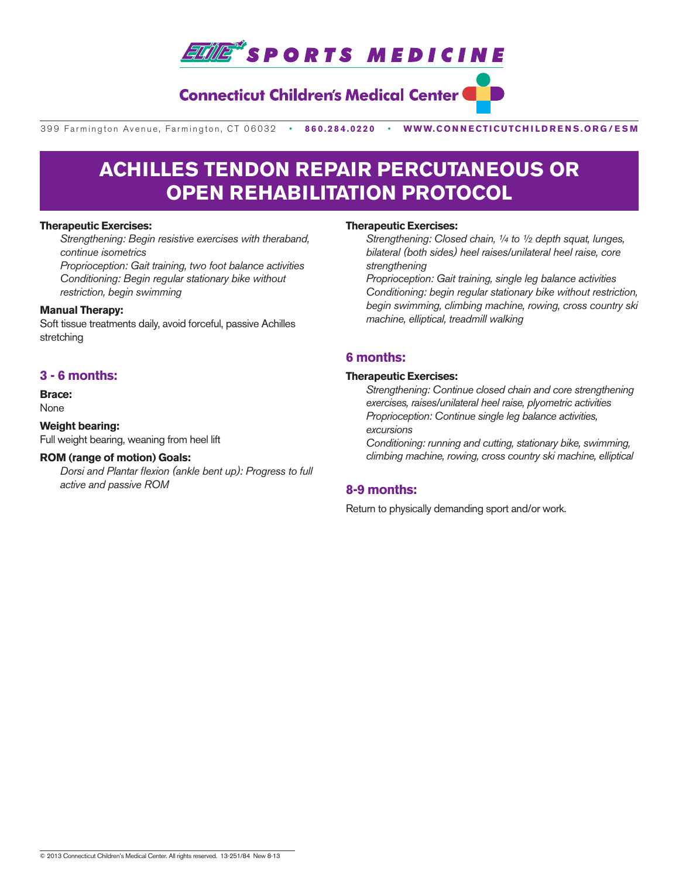ELITE SPORTS MEDICINE

Connecticut Children's Medical Center

399 Farmington Avenue, Farmington, CT 06032 • 860.284.0220 • WWW.CONNECTICUTCHILDRENS.ORG/ESM

# ACHILLES TENDON REPAIR PERCUTANEOUS OR OPEN REHABILITATION PROTOCOL

**Therapeutic Exercises:**

*Strengthening: Begin resistive exercises with theraband, continue isometrics*
*Proprioception: Gait training, two foot balance activities*
*Conditioning: Begin regular stationary bike without restriction, begin swimming*

**Manual Therapy:**
Soft tissue treatments daily, avoid forceful, passive Achilles stretching

## 3 - 6 months:

**Brace:**
None

**Weight bearing:**
Full weight bearing, weaning from heel lift

**ROM (range of motion) Goals:**

*Dorsi and Plantar flexion (ankle bent up): Progress to full active and passive ROM*

**Therapeutic Exercises:**

*Strengthening: Closed chain, ¼ to ½ depth squat, lunges, bilateral (both sides) heel raises/unilateral heel raise, core strengthening*
*Proprioception: Gait training, single leg balance activities*
*Conditioning: begin regular stationary bike without restriction, begin swimming, climbing machine, rowing, cross country ski machine, elliptical, treadmill walking*

## 6 months:

**Therapeutic Exercises:**

*Strengthening: Continue closed chain and core strengthening exercises, raises/unilateral heel raise, plyometric activities*
*Proprioception: Continue single leg balance activities, excursions*
*Conditioning: running and cutting, stationary bike, swimming, climbing machine, rowing, cross country ski machine, elliptical*

## 8-9 months:

Return to physically demanding sport and/or work.

© 2013 Connecticut Children's Medical Center. All rights reserved. 13-251/84 New 8-13